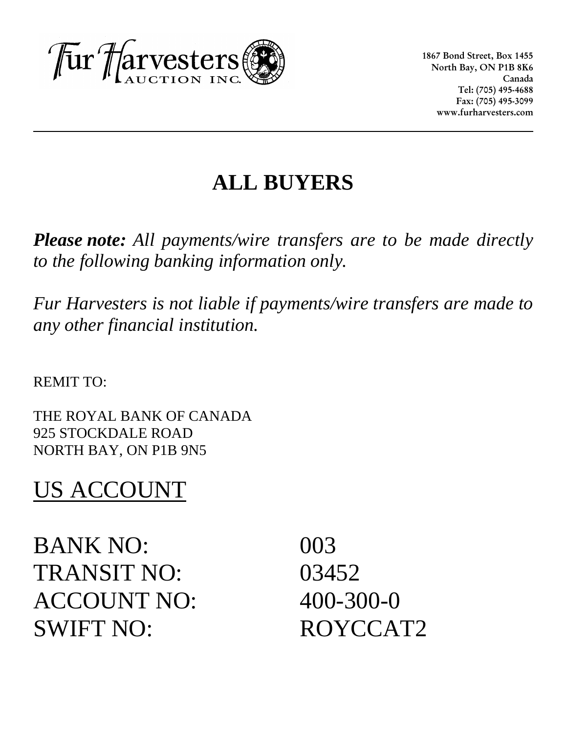Fur Harvesters AUCTION INC.

1867 Bond Street, Box 1455
North Bay, ON P1B 8K6
Canada
Tel: (705) 495-4688
Fax: (705) 495-3099
www.furharvesters.com

---

# ALL BUYERS

***Please note:*** *All payments/wire transfers are to be made directly to the following banking information only.*

*Fur Harvesters is not liable if payments/wire transfers are made to any other financial institution.*

REMIT TO:

THE ROYAL BANK OF CANADA
925 STOCKDALE ROAD
NORTH BAY, ON P1B 9N5

## US ACCOUNT

| | |
|---|---|
| BANK NO: | 003 |
| TRANSIT NO: | 03452 |
| ACCOUNT NO: | 400-300-0 |
| SWIFT NO: | ROYCCAT2 |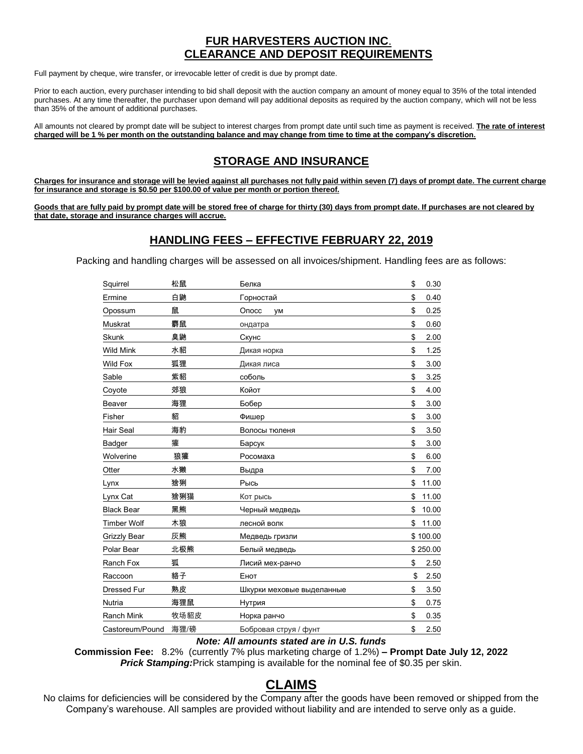# FUR HARVESTERS AUCTION INC.
# CLEARANCE AND DEPOSIT REQUIREMENTS

Full payment by cheque, wire transfer, or irrevocable letter of credit is due by prompt date.

Prior to each auction, every purchaser intending to bid shall deposit with the auction company an amount of money equal to 35% of the total intended purchases. At any time thereafter, the purchaser upon demand will pay additional deposits as required by the auction company, which will not be less than 35% of the amount of additional purchases.

All amounts not cleared by prompt date will be subject to interest charges from prompt date until such time as payment is received. **The rate of interest charged will be 1 % per month on the outstanding balance and may change from time to time at the company's discretion.**

## STORAGE AND INSURANCE

**Charges for insurance and storage will be levied against all purchases not fully paid within seven (7) days of prompt date. The current charge for insurance and storage is $0.50 per $100.00 of value per month or portion thereof.**

**Goods that are fully paid by prompt date will be stored free of charge for thirty (30) days from prompt date. If purchases are not cleared by that date, storage and insurance charges will accrue.**

## HANDLING FEES – EFFECTIVE FEBRUARY 22, 2019

Packing and handling charges will be assessed on all invoices/shipment. Handling fees are as follows:

| | | | |
|---|---|---|---|
| Squirrel | 松鼠 | Белка | $ 0.30 |
| Ermine | 白鼬 | Горностай | $ 0.40 |
| Opossum | 鼠 | Опосс ум | $ 0.25 |
| Muskrat | 麝鼠 | ондатра | $ 0.60 |
| Skunk | 臭鼬 | Скунс | $ 2.00 |
| Wild Mink | 水貂 | Дикая норка | $ 1.25 |
| Wild Fox | 狐狸 | Дикая лиса | $ 3.00 |
| Sable | 紫貂 | соболь | $ 3.25 |
| Coyote | 郊狼 | Койот | $ 4.00 |
| Beaver | 海狸 | Бобер | $ 3.00 |
| Fisher | 貂 | Фишер | $ 3.00 |
| Hair Seal | 海豹 | Волосы тюленя | $ 3.50 |
| Badger | 獾 | Барсук | $ 3.00 |
| Wolverine | 狼獾 | Росомаха | $ 6.00 |
| Otter | 水獭 | Выдра | $ 7.00 |
| Lynx | 猞猁 | Рысь | $ 11.00 |
| Lynx Cat | 猞猁猫 | Кот рысь | $ 11.00 |
| Black Bear | 黑熊 | Черный медведь | $ 10.00 |
| Timber Wolf | 木狼 | лесной волк | $ 11.00 |
| Grizzly Bear | 灰熊 | Медведь гризли | $ 100.00 |
| Polar Bear | 北极熊 | Белый медведь | $ 250.00 |
| Ranch Fox | 狐 | Лисий мех-ранчо | $ 2.50 |
| Raccoon | 貉子 | Енот | $ 2.50 |
| Dressed Fur | 熟皮 | Шкурки меховые выделанные | $ 3.50 |
| Nutria | 海狸鼠 | Нутрия | $ 0.75 |
| Ranch Mink | 牧场貂皮 | Норка ранчо | $ 0.35 |
| Castoreum/Pound | 海狸/磅 | Бобровая струя / фунт | $ 2.50 |

***Note: All amounts stated are in U.S. funds***

**Commission Fee:** 8.2% (currently 7% plus marketing charge of 1.2%) **– Prompt Date July 12, 2022**

***Prick Stamping:*** Prick stamping is available for the nominal fee of $0.35 per skin.

## CLAIMS

No claims for deficiencies will be considered by the Company after the goods have been removed or shipped from the Company's warehouse. All samples are provided without liability and are intended to serve only as a guide.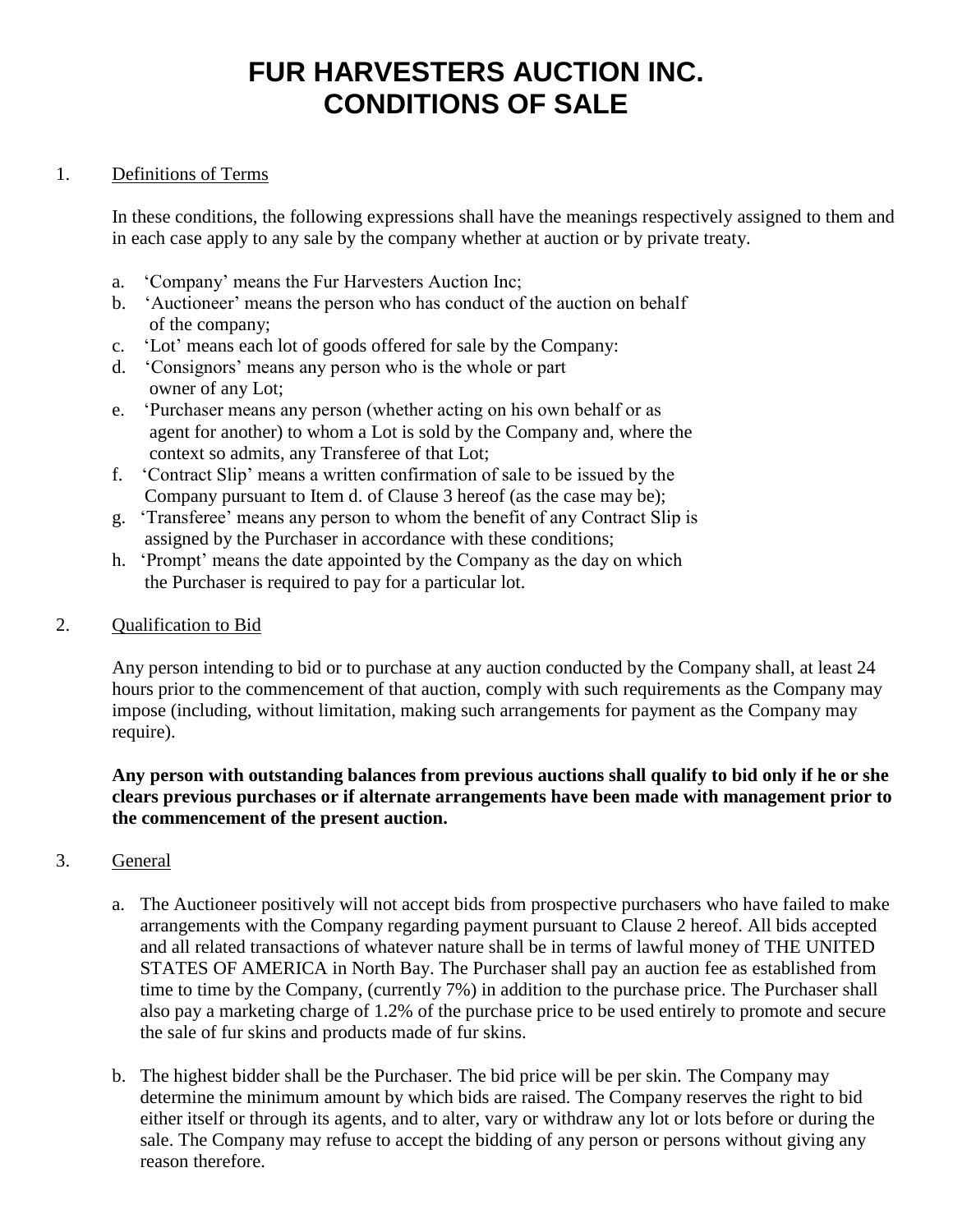# FUR HARVESTERS AUCTION INC.
# CONDITIONS OF SALE

1. Definitions of Terms

   In these conditions, the following expressions shall have the meanings respectively assigned to them and in each case apply to any sale by the company whether at auction or by private treaty.

   a. 'Company' means the Fur Harvesters Auction Inc;
   b. 'Auctioneer' means the person who has conduct of the auction on behalf of the company;
   c. 'Lot' means each lot of goods offered for sale by the Company:
   d. 'Consignors' means any person who is the whole or part owner of any Lot;
   e. 'Purchaser means any person (whether acting on his own behalf or as agent for another) to whom a Lot is sold by the Company and, where the context so admits, any Transferee of that Lot;
   f. 'Contract Slip' means a written confirmation of sale to be issued by the Company pursuant to Item d. of Clause 3 hereof (as the case may be);
   g. 'Transferee' means any person to whom the benefit of any Contract Slip is assigned by the Purchaser in accordance with these conditions;
   h. 'Prompt' means the date appointed by the Company as the day on which the Purchaser is required to pay for a particular lot.

2. Qualification to Bid

   Any person intending to bid or to purchase at any auction conducted by the Company shall, at least 24 hours prior to the commencement of that auction, comply with such requirements as the Company may impose (including, without limitation, making such arrangements for payment as the Company may require).

   **Any person with outstanding balances from previous auctions shall qualify to bid only if he or she clears previous purchases or if alternate arrangements have been made with management prior to the commencement of the present auction.**

3. General

   a. The Auctioneer positively will not accept bids from prospective purchasers who have failed to make arrangements with the Company regarding payment pursuant to Clause 2 hereof. All bids accepted and all related transactions of whatever nature shall be in terms of lawful money of THE UNITED STATES OF AMERICA in North Bay. The Purchaser shall pay an auction fee as established from time to time by the Company, (currently 7%) in addition to the purchase price. The Purchaser shall also pay a marketing charge of 1.2% of the purchase price to be used entirely to promote and secure the sale of fur skins and products made of fur skins.

   b. The highest bidder shall be the Purchaser. The bid price will be per skin. The Company may determine the minimum amount by which bids are raised. The Company reserves the right to bid either itself or through its agents, and to alter, vary or withdraw any lot or lots before or during the sale. The Company may refuse to accept the bidding of any person or persons without giving any reason therefore.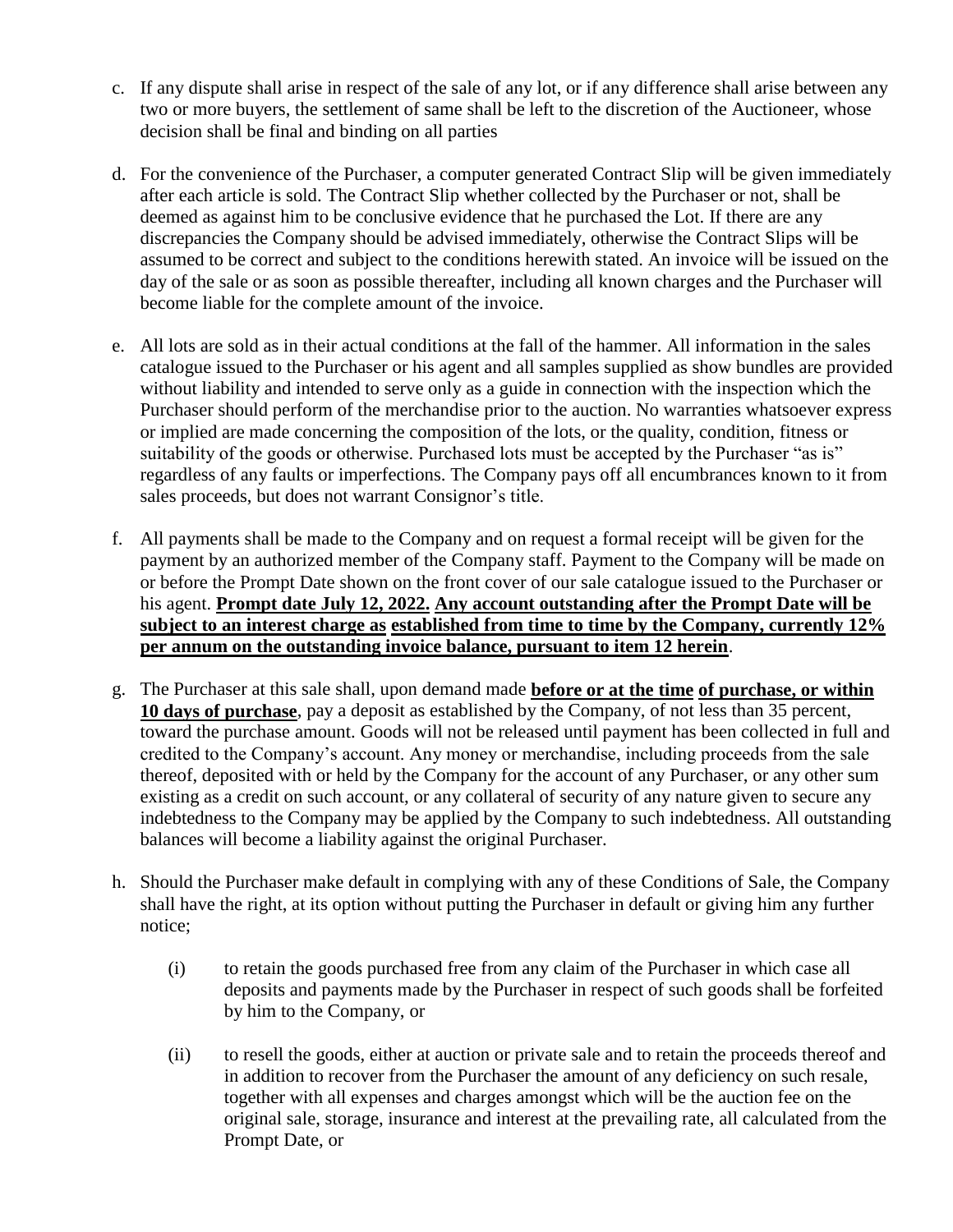c. If any dispute shall arise in respect of the sale of any lot, or if any difference shall arise between any two or more buyers, the settlement of same shall be left to the discretion of the Auctioneer, whose decision shall be final and binding on all parties

d. For the convenience of the Purchaser, a computer generated Contract Slip will be given immediately after each article is sold. The Contract Slip whether collected by the Purchaser or not, shall be deemed as against him to be conclusive evidence that he purchased the Lot. If there are any discrepancies the Company should be advised immediately, otherwise the Contract Slips will be assumed to be correct and subject to the conditions herewith stated. An invoice will be issued on the day of the sale or as soon as possible thereafter, including all known charges and the Purchaser will become liable for the complete amount of the invoice.

e. All lots are sold as in their actual conditions at the fall of the hammer. All information in the sales catalogue issued to the Purchaser or his agent and all samples supplied as show bundles are provided without liability and intended to serve only as a guide in connection with the inspection which the Purchaser should perform of the merchandise prior to the auction. No warranties whatsoever express or implied are made concerning the composition of the lots, or the quality, condition, fitness or suitability of the goods or otherwise. Purchased lots must be accepted by the Purchaser "as is" regardless of any faults or imperfections. The Company pays off all encumbrances known to it from sales proceeds, but does not warrant Consignor's title.

f. All payments shall be made to the Company and on request a formal receipt will be given for the payment by an authorized member of the Company staff. Payment to the Company will be made on or before the Prompt Date shown on the front cover of our sale catalogue issued to the Purchaser or his agent. **Prompt date July 12, 2022. Any account outstanding after the Prompt Date will be subject to an interest charge as established from time to time by the Company, currently 12% per annum on the outstanding invoice balance, pursuant to item 12 herein**.

g. The Purchaser at this sale shall, upon demand made **before or at the time of purchase, or within 10 days of purchase**, pay a deposit as established by the Company, of not less than 35 percent, toward the purchase amount. Goods will not be released until payment has been collected in full and credited to the Company's account. Any money or merchandise, including proceeds from the sale thereof, deposited with or held by the Company for the account of any Purchaser, or any other sum existing as a credit on such account, or any collateral of security of any nature given to secure any indebtedness to the Company may be applied by the Company to such indebtedness. All outstanding balances will become a liability against the original Purchaser.

h. Should the Purchaser make default in complying with any of these Conditions of Sale, the Company shall have the right, at its option without putting the Purchaser in default or giving him any further notice;

   (i) to retain the goods purchased free from any claim of the Purchaser in which case all deposits and payments made by the Purchaser in respect of such goods shall be forfeited by him to the Company, or

   (ii) to resell the goods, either at auction or private sale and to retain the proceeds thereof and in addition to recover from the Purchaser the amount of any deficiency on such resale, together with all expenses and charges amongst which will be the auction fee on the original sale, storage, insurance and interest at the prevailing rate, all calculated from the Prompt Date, or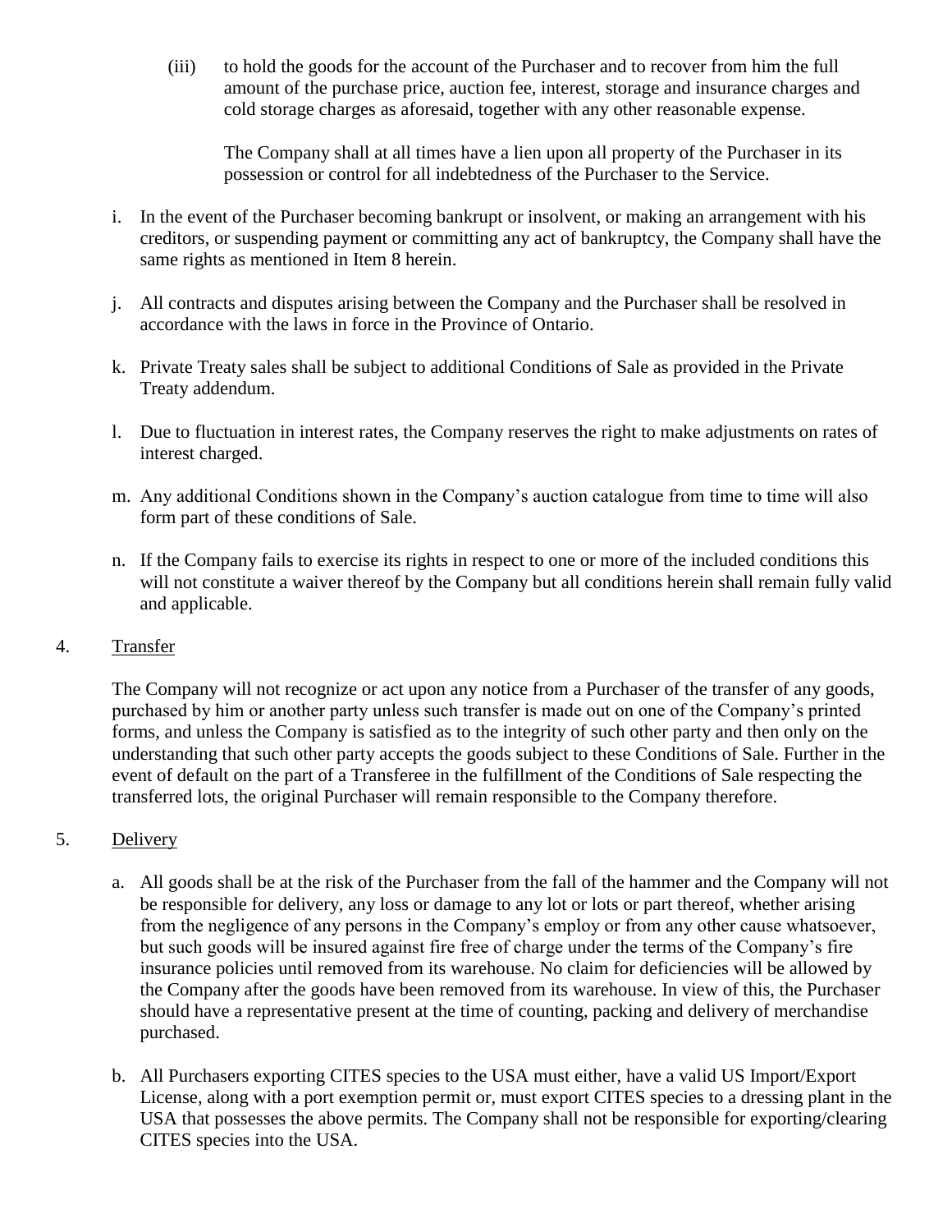(iii) to hold the goods for the account of the Purchaser and to recover from him the full amount of the purchase price, auction fee, interest, storage and insurance charges and cold storage charges as aforesaid, together with any other reasonable expense.

The Company shall at all times have a lien upon all property of the Purchaser in its possession or control for all indebtedness of the Purchaser to the Service.

i. In the event of the Purchaser becoming bankrupt or insolvent, or making an arrangement with his creditors, or suspending payment or committing any act of bankruptcy, the Company shall have the same rights as mentioned in Item 8 herein.

j. All contracts and disputes arising between the Company and the Purchaser shall be resolved in accordance with the laws in force in the Province of Ontario.

k. Private Treaty sales shall be subject to additional Conditions of Sale as provided in the Private Treaty addendum.

l. Due to fluctuation in interest rates, the Company reserves the right to make adjustments on rates of interest charged.

m. Any additional Conditions shown in the Company's auction catalogue from time to time will also form part of these conditions of Sale.

n. If the Company fails to exercise its rights in respect to one or more of the included conditions this will not constitute a waiver thereof by the Company but all conditions herein shall remain fully valid and applicable.

4. Transfer

The Company will not recognize or act upon any notice from a Purchaser of the transfer of any goods, purchased by him or another party unless such transfer is made out on one of the Company's printed forms, and unless the Company is satisfied as to the integrity of such other party and then only on the understanding that such other party accepts the goods subject to these Conditions of Sale. Further in the event of default on the part of a Transferee in the fulfillment of the Conditions of Sale respecting the transferred lots, the original Purchaser will remain responsible to the Company therefore.

5. Delivery

a. All goods shall be at the risk of the Purchaser from the fall of the hammer and the Company will not be responsible for delivery, any loss or damage to any lot or lots or part thereof, whether arising from the negligence of any persons in the Company's employ or from any other cause whatsoever, but such goods will be insured against fire free of charge under the terms of the Company's fire insurance policies until removed from its warehouse. No claim for deficiencies will be allowed by the Company after the goods have been removed from its warehouse. In view of this, the Purchaser should have a representative present at the time of counting, packing and delivery of merchandise purchased.

b. All Purchasers exporting CITES species to the USA must either, have a valid US Import/Export License, along with a port exemption permit or, must export CITES species to a dressing plant in the USA that possesses the above permits. The Company shall not be responsible for exporting/clearing CITES species into the USA.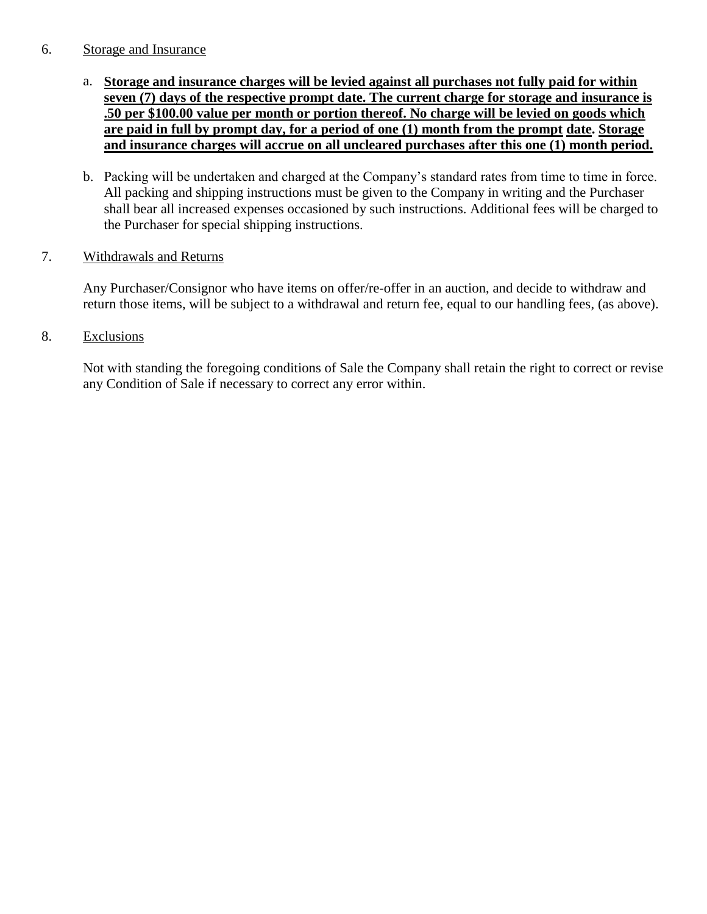6. Storage and Insurance

   a. **Storage and insurance charges will be levied against all purchases not fully paid for within seven (7) days of the respective prompt date. The current charge for storage and insurance is .50 per $100.00 value per month or portion thereof. No charge will be levied on goods which are paid in full by prompt day, for a period of one (1) month from the prompt date. Storage and insurance charges will accrue on all uncleared purchases after this one (1) month period.**

   b. Packing will be undertaken and charged at the Company's standard rates from time to time in force. All packing and shipping instructions must be given to the Company in writing and the Purchaser shall bear all increased expenses occasioned by such instructions. Additional fees will be charged to the Purchaser for special shipping instructions.

7. Withdrawals and Returns

   Any Purchaser/Consignor who have items on offer/re-offer in an auction, and decide to withdraw and return those items, will be subject to a withdrawal and return fee, equal to our handling fees, (as above).

8. Exclusions

   Not with standing the foregoing conditions of Sale the Company shall retain the right to correct or revise any Condition of Sale if necessary to correct any error within.